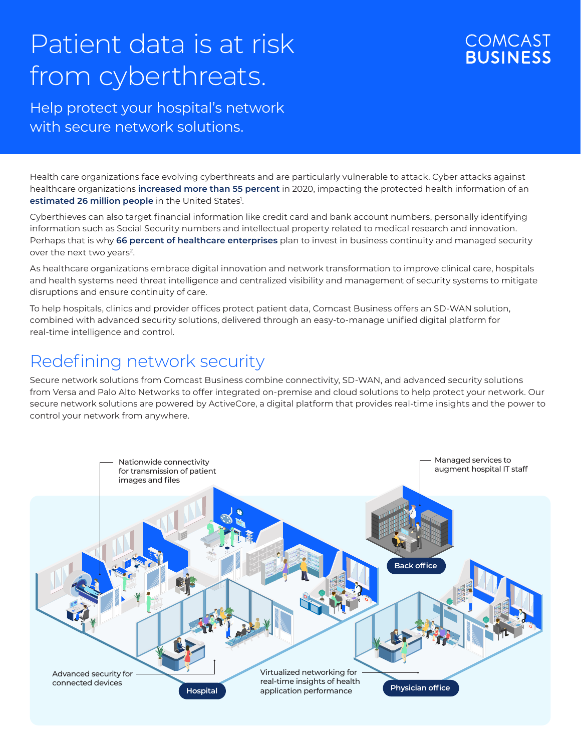# Patient data is at risk from cyberthreats.

## Help protect your hospital's network with secure network solutions.

COMCAST BUSINESS

Health care organizations face evolving cyberthreats and are particularly vulnerable to attack. Cyber attacks against healthcare organizations **increased more than 55 percent** in 2020, impacting the protected health information of an **estimated 26 million people** in the United States[1].

Cyberthieves can also target financial information like credit card and bank account numbers, personally identifying information such as Social Security numbers and intellectual property related to medical research and innovation. Perhaps that is why **66 percent of healthcare enterprises** plan to invest in business continuity and managed security over the next two years[2].

As healthcare organizations embrace digital innovation and network transformation to improve clinical care, hospitals and health systems need threat intelligence and centralized visibility and management of security systems to mitigate disruptions and ensure continuity of care.

To help hospitals, clinics and provider offices protect patient data, Comcast Business offers an SD-WAN solution, combined with advanced security solutions, delivered through an easy-to-manage unified digital platform for real-time intelligence and control.

## Redefining network security

Secure network solutions from Comcast Business combine connectivity, SD-WAN, and advanced security solutions from Versa and Palo Alto Networks to offer integrated on-premise and cloud solutions to help protect your network. Our secure network solutions are powered by ActiveCore, a digital platform that provides real-time insights and the power to control your network from anywhere.

Nationwide connectivity for transmission of patient images and files

Managed services to augment hospital IT staff

Back office

Advanced security for connected devices

Hospital

Virtualized networking for real-time insights of health application performance

Physician office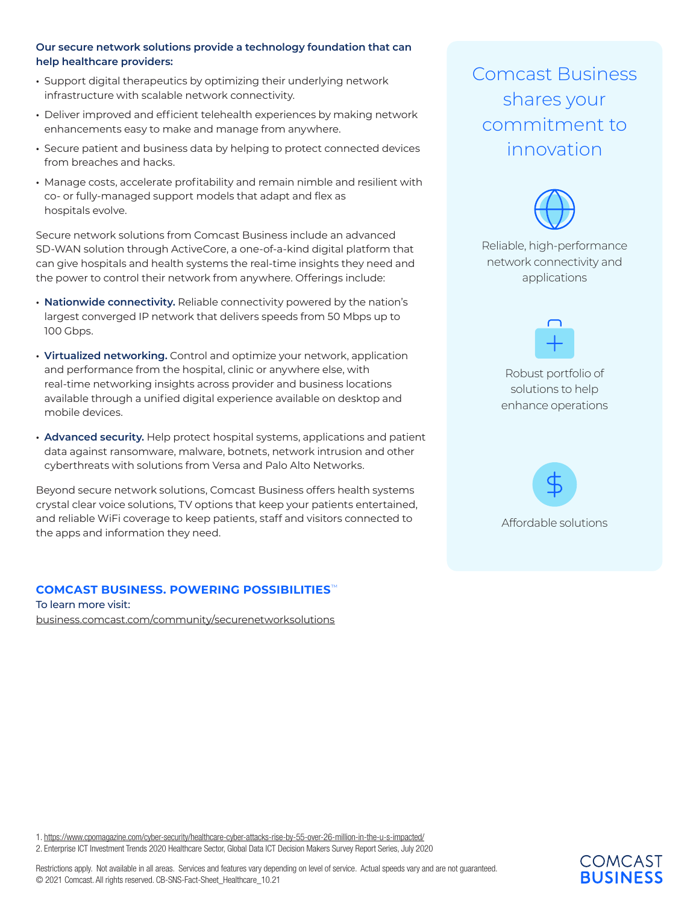**Our secure network solutions provide a technology foundation that can help healthcare providers:**

- Support digital therapeutics by optimizing their underlying network infrastructure with scalable network connectivity.
- Deliver improved and efficient telehealth experiences by making network enhancements easy to make and manage from anywhere.
- Secure patient and business data by helping to protect connected devices from breaches and hacks.
- Manage costs, accelerate profitability and remain nimble and resilient with co- or fully-managed support models that adapt and flex as hospitals evolve.

Secure network solutions from Comcast Business include an advanced SD-WAN solution through ActiveCore, a one-of-a-kind digital platform that can give hospitals and health systems the real-time insights they need and the power to control their network from anywhere. Offerings include:

- **Nationwide connectivity.** Reliable connectivity powered by the nation's largest converged IP network that delivers speeds from 50 Mbps up to 100 Gbps.
- **Virtualized networking.** Control and optimize your network, application and performance from the hospital, clinic or anywhere else, with real-time networking insights across provider and business locations available through a unified digital experience available on desktop and mobile devices.
- **Advanced security.** Help protect hospital systems, applications and patient data against ransomware, malware, botnets, network intrusion and other cyberthreats with solutions from Versa and Palo Alto Networks.

Beyond secure network solutions, Comcast Business offers health systems crystal clear voice solutions, TV options that keep your patients entertained, and reliable WiFi coverage to keep patients, staff and visitors connected to the apps and information they need.

## Comcast Business shares your commitment to innovation

Reliable, high-performance network connectivity and applications

Robust portfolio of solutions to help enhance operations

Affordable solutions

**COMCAST BUSINESS. POWERING POSSIBILITIES™**

To learn more visit:
business.comcast.com/community/securenetworksolutions

1. https://www.cpomagazine.com/cyber-security/healthcare-cyber-attacks-rise-by-55-over-26-million-in-the-u-s-impacted/
2. Enterprise ICT Investment Trends 2020 Healthcare Sector, Global Data ICT Decision Makers Survey Report Series, July 2020

Restrictions apply. Not available in all areas. Services and features vary depending on level of service. Actual speeds vary and are not guaranteed.
© 2021 Comcast. All rights reserved. CB-SNS-Fact-Sheet_Healthcare_10.21

COMCAST BUSINESS